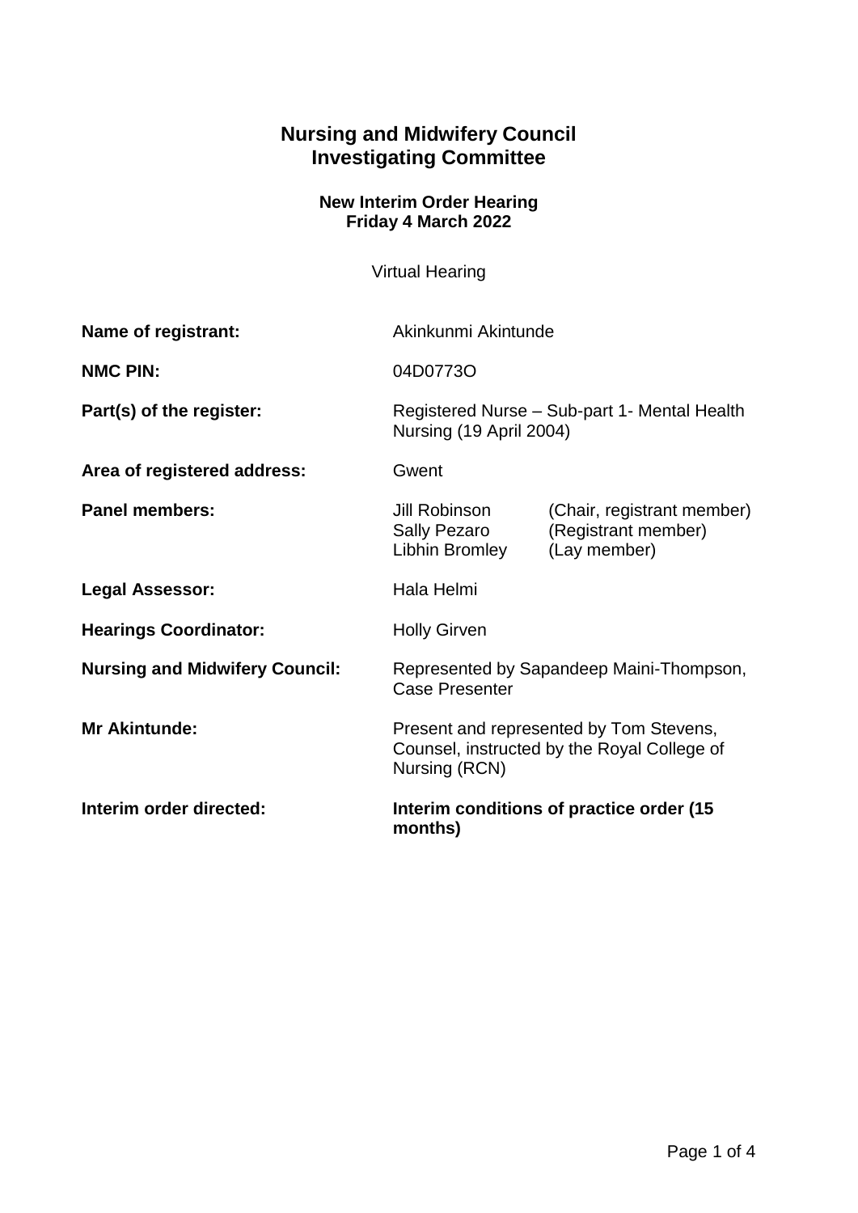# Nursing and Midwifery Council
# Investigating Committee

**New Interim Order Hearing**
**Friday 4 March 2022**

Virtual Hearing

**Name of registrant:** Akinkunmi Akintunde

**NMC PIN:** 04D0773O

**Part(s) of the register:** Registered Nurse – Sub-part 1- Mental Health Nursing (19 April 2004)

**Area of registered address:** Gwent

**Panel members:**
Jill Robinson (Chair, registrant member)
Sally Pezaro (Registrant member)
Libhin Bromley (Lay member)

**Legal Assessor:** Hala Helmi

**Hearings Coordinator:** Holly Girven

**Nursing and Midwifery Council:** Represented by Sapandeep Maini-Thompson, Case Presenter

**Mr Akintunde:** Present and represented by Tom Stevens, Counsel, instructed by the Royal College of Nursing (RCN)

**Interim order directed:** **Interim conditions of practice order (15 months)**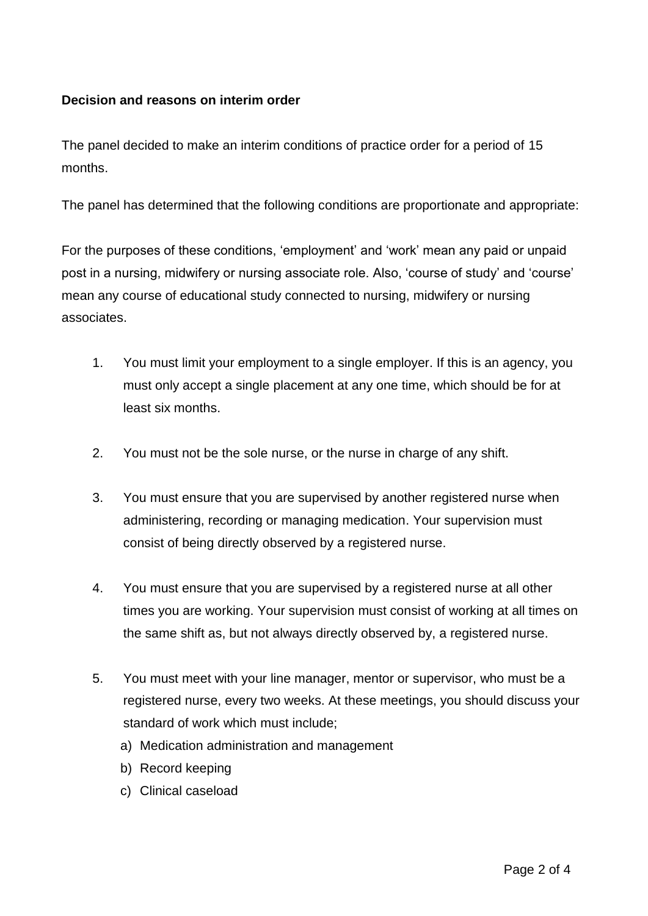**Decision and reasons on interim order**

The panel decided to make an interim conditions of practice order for a period of 15 months.

The panel has determined that the following conditions are proportionate and appropriate:

For the purposes of these conditions, 'employment' and 'work' mean any paid or unpaid post in a nursing, midwifery or nursing associate role. Also, 'course of study' and 'course' mean any course of educational study connected to nursing, midwifery or nursing associates.

1. You must limit your employment to a single employer. If this is an agency, you must only accept a single placement at any one time, which should be for at least six months.

2. You must not be the sole nurse, or the nurse in charge of any shift.

3. You must ensure that you are supervised by another registered nurse when administering, recording or managing medication. Your supervision must consist of being directly observed by a registered nurse.

4. You must ensure that you are supervised by a registered nurse at all other times you are working. Your supervision must consist of working at all times on the same shift as, but not always directly observed by, a registered nurse.

5. You must meet with your line manager, mentor or supervisor, who must be a registered nurse, every two weeks. At these meetings, you should discuss your standard of work which must include;
   a) Medication administration and management
   b) Record keeping
   c) Clinical caseload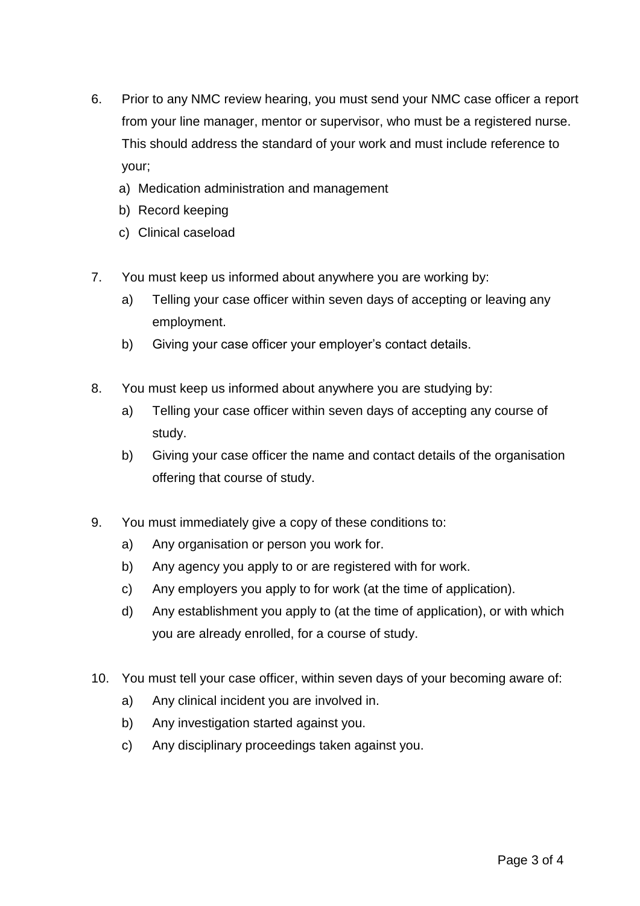6. Prior to any NMC review hearing, you must send your NMC case officer a report from your line manager, mentor or supervisor, who must be a registered nurse. This should address the standard of your work and must include reference to your;
   a) Medication administration and management
   b) Record keeping
   c) Clinical caseload

7. You must keep us informed about anywhere you are working by:
   a) Telling your case officer within seven days of accepting or leaving any employment.
   b) Giving your case officer your employer's contact details.

8. You must keep us informed about anywhere you are studying by:
   a) Telling your case officer within seven days of accepting any course of study.
   b) Giving your case officer the name and contact details of the organisation offering that course of study.

9. You must immediately give a copy of these conditions to:
   a) Any organisation or person you work for.
   b) Any agency you apply to or are registered with for work.
   c) Any employers you apply to for work (at the time of application).
   d) Any establishment you apply to (at the time of application), or with which you are already enrolled, for a course of study.

10. You must tell your case officer, within seven days of your becoming aware of:
    a) Any clinical incident you are involved in.
    b) Any investigation started against you.
    c) Any disciplinary proceedings taken against you.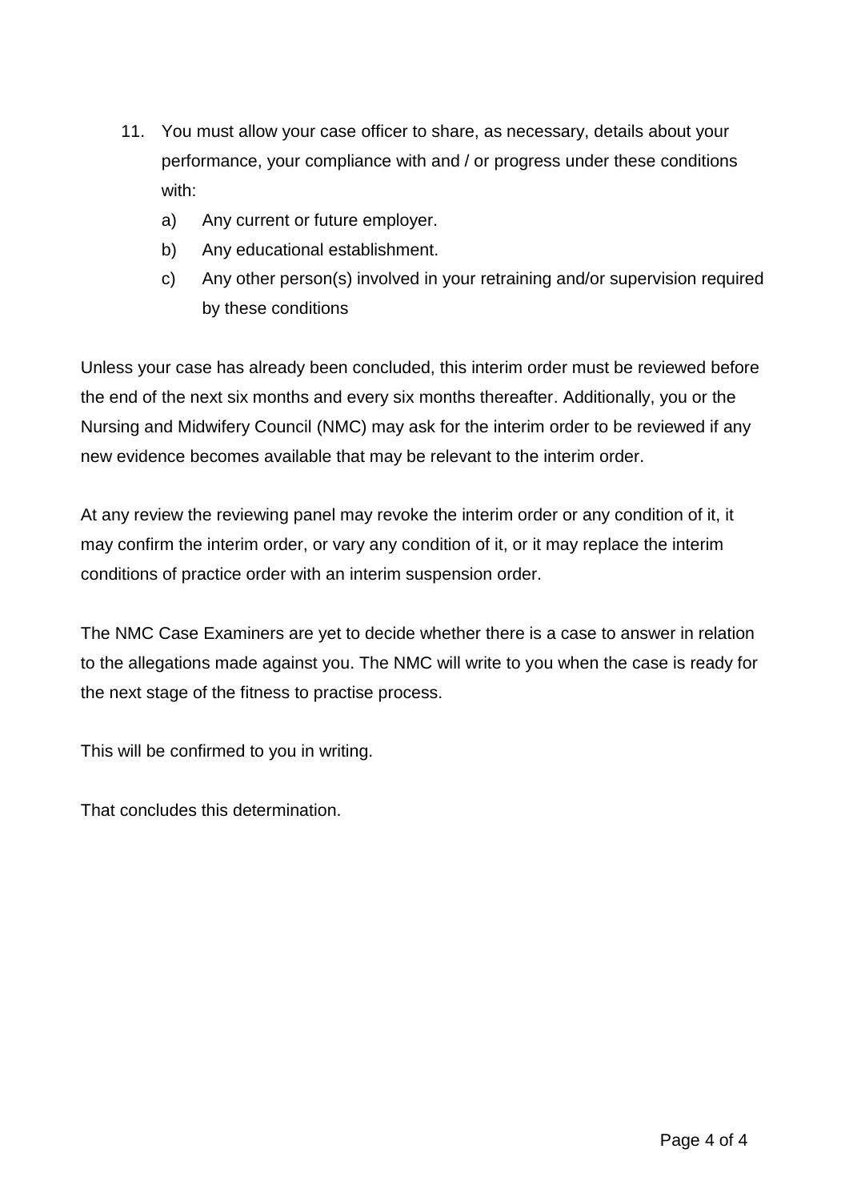11. You must allow your case officer to share, as necessary, details about your performance, your compliance with and / or progress under these conditions with:
    a) Any current or future employer.
    b) Any educational establishment.
    c) Any other person(s) involved in your retraining and/or supervision required by these conditions

Unless your case has already been concluded, this interim order must be reviewed before the end of the next six months and every six months thereafter. Additionally, you or the Nursing and Midwifery Council (NMC) may ask for the interim order to be reviewed if any new evidence becomes available that may be relevant to the interim order.

At any review the reviewing panel may revoke the interim order or any condition of it, it may confirm the interim order, or vary any condition of it, or it may replace the interim conditions of practice order with an interim suspension order.

The NMC Case Examiners are yet to decide whether there is a case to answer in relation to the allegations made against you. The NMC will write to you when the case is ready for the next stage of the fitness to practise process.

This will be confirmed to you in writing.

That concludes this determination.